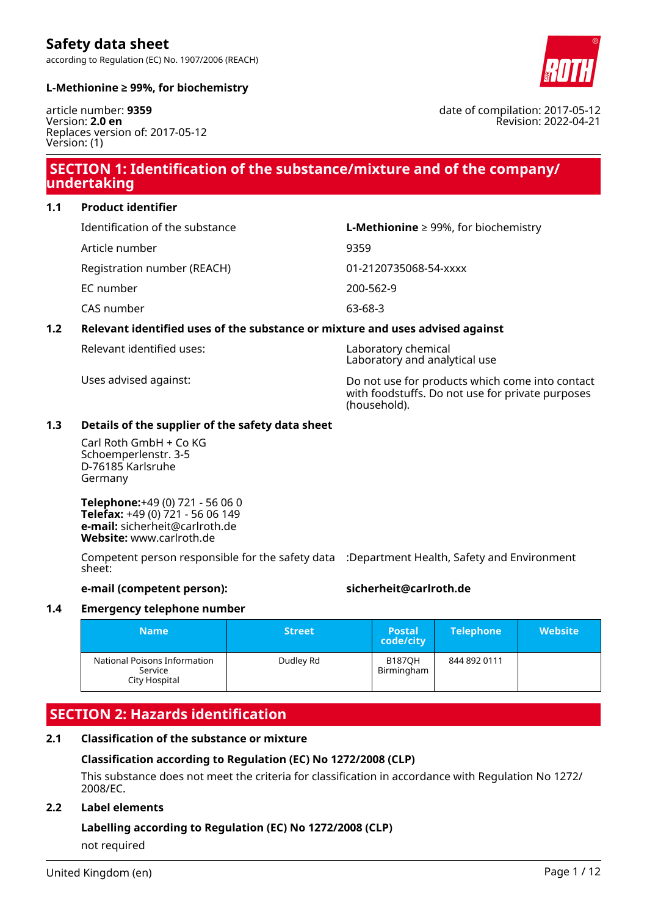# Safety data sheet

according to Regulation (EC) No. 1907/2006 (REACH)

**L-Methionine ≥ 99%, for biochemistry**

article number: **9359**
Version: **2.0 en**
Replaces version of: 2017-05-12
Version: (1)

date of compilation: 2017-05-12
Revision: 2022-04-21

## SECTION 1: Identification of the substance/mixture and of the company/undertaking

### 1.1 Product identifier

| | |
|---|---|
| Identification of the substance | **L-Methionine** ≥ 99%, for biochemistry |
| Article number | 9359 |
| Registration number (REACH) | 01-2120735068-54-xxxx |
| EC number | 200-562-9 |
| CAS number | 63-68-3 |

### 1.2 Relevant identified uses of the substance or mixture and uses advised against

| | |
|---|---|
| Relevant identified uses: | Laboratory chemical<br>Laboratory and analytical use |
| Uses advised against: | Do not use for products which come into contact with foodstuffs. Do not use for private purposes (household). |

### 1.3 Details of the supplier of the safety data sheet

Carl Roth GmbH + Co KG
Schoemperlenstr. 3-5
D-76185 Karlsruhe
Germany

**Telephone:**+49 (0) 721 - 56 06 0
**Telefax:** +49 (0) 721 - 56 06 149
**e-mail:** sicherheit@carlroth.de
**Website:** www.carlroth.de

Competent person responsible for the safety data sheet: :Department Health, Safety and Environment

**e-mail (competent person):** **sicherheit@carlroth.de**

### 1.4 Emergency telephone number

| Name | Street | Postal code/city | Telephone | Website |
|---|---|---|---|---|
| National Poisons Information Service City Hospital | Dudley Rd | B187QH Birmingham | 844 892 0111 | |

## SECTION 2: Hazards identification

### 2.1 Classification of the substance or mixture

**Classification according to Regulation (EC) No 1272/2008 (CLP)**

This substance does not meet the criteria for classification in accordance with Regulation No 1272/2008/EC.

### 2.2 Label elements

**Labelling according to Regulation (EC) No 1272/2008 (CLP)**

not required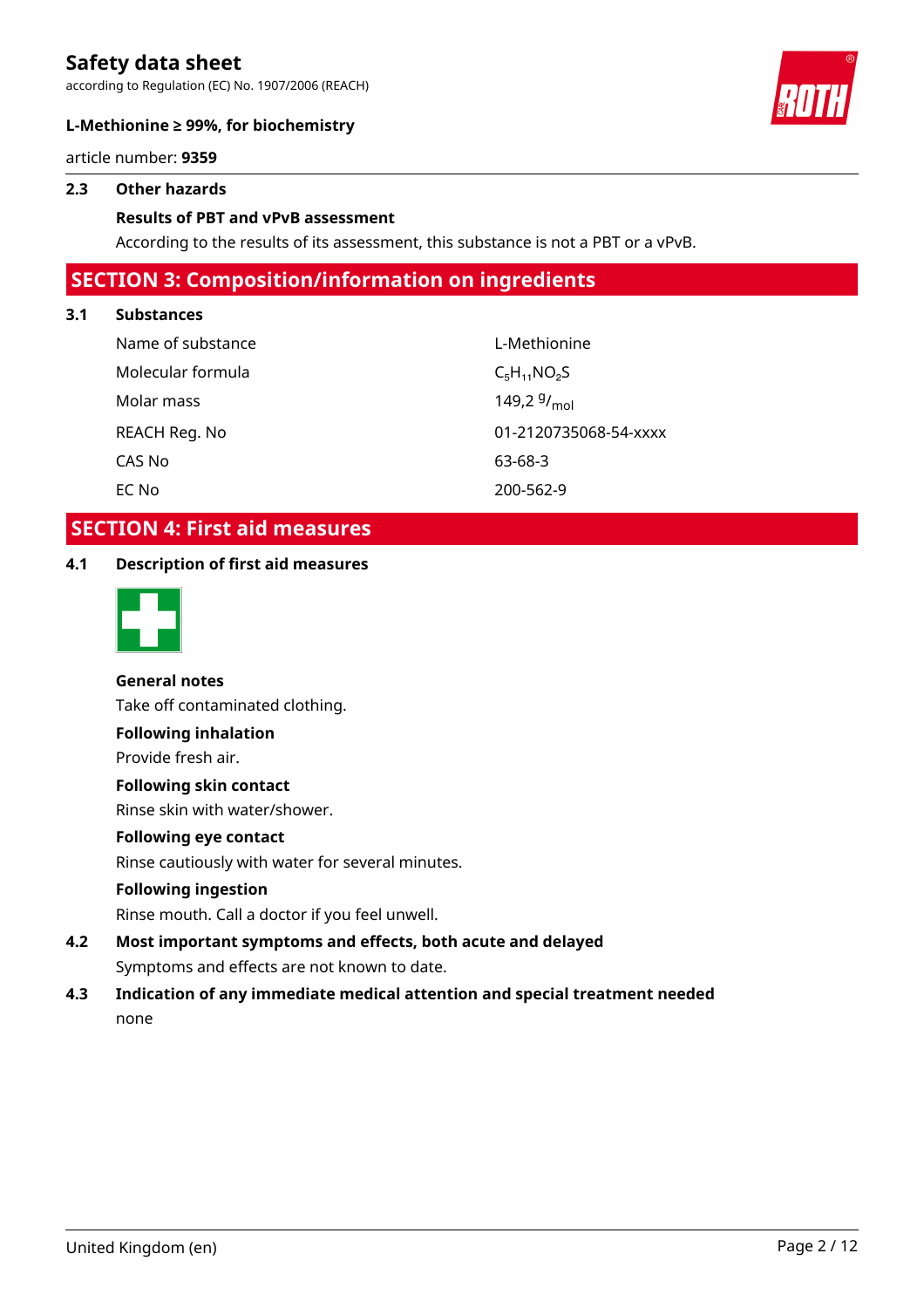### 2.3 Other hazards

**Results of PBT and vPvB assessment**

According to the results of its assessment, this substance is not a PBT or a vPvB.

## SECTION 3: Composition/information on ingredients

### 3.1 Substances

| | |
|---|---|
| Name of substance | L-Methionine |
| Molecular formula | $C_5H_{11}NO_2S$ |
| Molar mass | 149,2 $^{g}/_{mol}$ |
| REACH Reg. No | 01-2120735068-54-xxxx |
| CAS No | 63-68-3 |
| EC No | 200-562-9 |

## SECTION 4: First aid measures

### 4.1 Description of first aid measures

**General notes**

Take off contaminated clothing.

**Following inhalation**

Provide fresh air.

**Following skin contact**

Rinse skin with water/shower.

**Following eye contact**

Rinse cautiously with water for several minutes.

**Following ingestion**

Rinse mouth. Call a doctor if you feel unwell.

### 4.2 Most important symptoms and effects, both acute and delayed

Symptoms and effects are not known to date.

### 4.3 Indication of any immediate medical attention and special treatment needed

none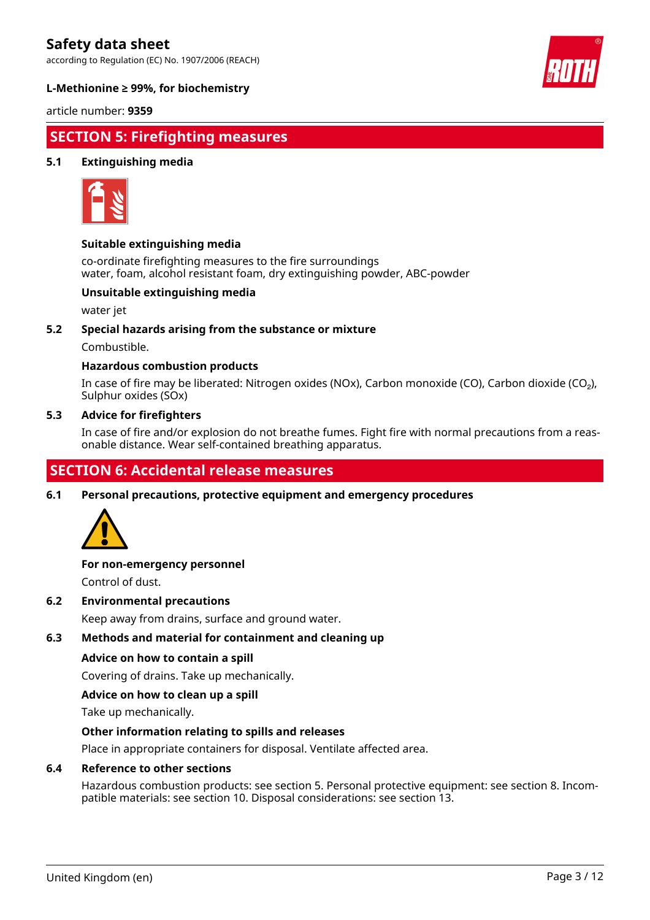## SECTION 5: Firefighting measures

### 5.1 Extinguishing media

**Suitable extinguishing media**

co-ordinate firefighting measures to the fire surroundings
water, foam, alcohol resistant foam, dry extinguishing powder, ABC-powder

**Unsuitable extinguishing media**

water jet

### 5.2 Special hazards arising from the substance or mixture

Combustible.

**Hazardous combustion products**

In case of fire may be liberated: Nitrogen oxides (NOx), Carbon monoxide (CO), Carbon dioxide ($CO_2$), Sulphur oxides (SOx)

### 5.3 Advice for firefighters

In case of fire and/or explosion do not breathe fumes. Fight fire with normal precautions from a reasonable distance. Wear self-contained breathing apparatus.

## SECTION 6: Accidental release measures

### 6.1 Personal precautions, protective equipment and emergency procedures

**For non-emergency personnel**

Control of dust.

### 6.2 Environmental precautions

Keep away from drains, surface and ground water.

### 6.3 Methods and material for containment and cleaning up

**Advice on how to contain a spill**

Covering of drains. Take up mechanically.

**Advice on how to clean up a spill**

Take up mechanically.

**Other information relating to spills and releases**

Place in appropriate containers for disposal. Ventilate affected area.

### 6.4 Reference to other sections

Hazardous combustion products: see section 5. Personal protective equipment: see section 8. Incompatible materials: see section 10. Disposal considerations: see section 13.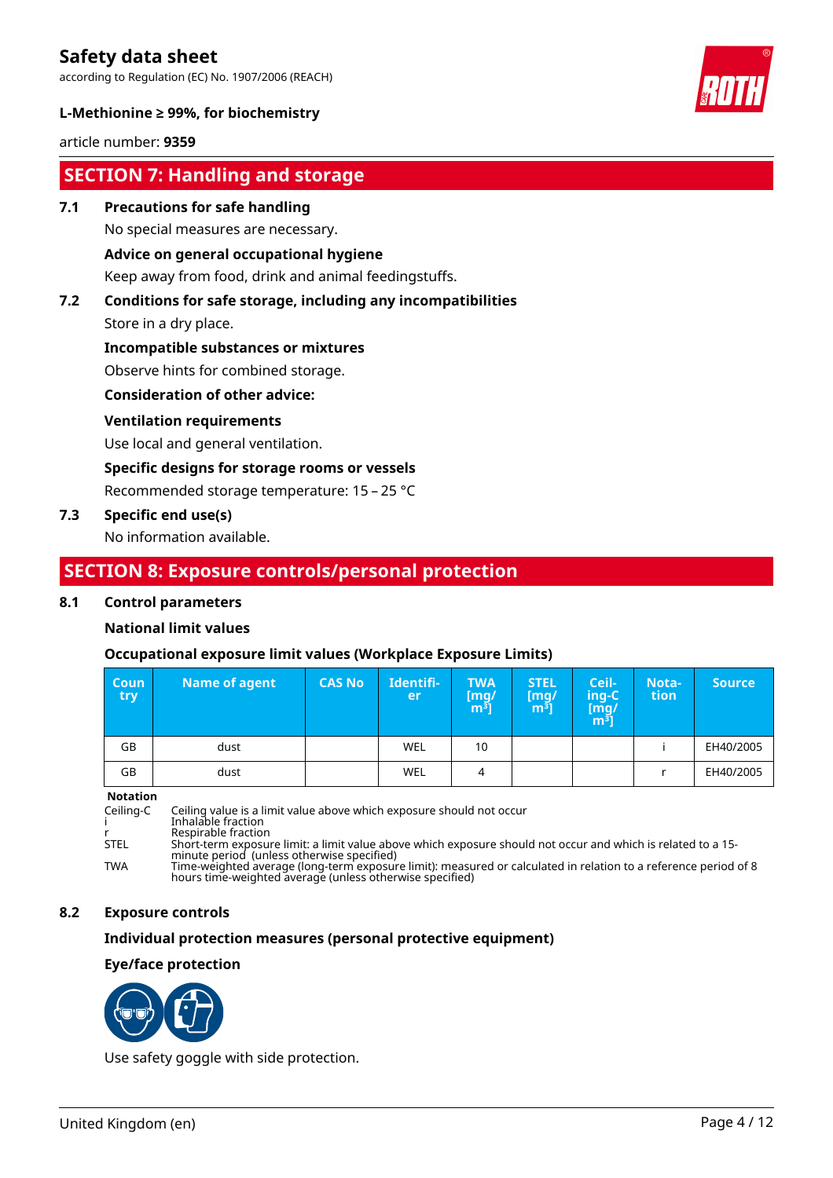# Safety data sheet

according to Regulation (EC) No. 1907/2006 (REACH)

**L-Methionine ≥ 99%, for biochemistry**

article number: **9359**

## SECTION 7: Handling and storage

**7.1 Precautions for safe handling**

No special measures are necessary.

**Advice on general occupational hygiene**

Keep away from food, drink and animal feedingstuffs.

**7.2 Conditions for safe storage, including any incompatibilities**

Store in a dry place.

**Incompatible substances or mixtures**

Observe hints for combined storage.

**Consideration of other advice:**

**Ventilation requirements**

Use local and general ventilation.

**Specific designs for storage rooms or vessels**

Recommended storage temperature: 15 – 25 °C

**7.3 Specific end use(s)**

No information available.

## SECTION 8: Exposure controls/personal protection

**8.1 Control parameters**

**National limit values**

**Occupational exposure limit values (Workplace Exposure Limits)**

| Country | Name of agent | CAS No | Identifier | TWA [mg/m³] | STEL [mg/m³] | Ceiling-C [mg/m³] | Notation | Source |
|---|---|---|---|---|---|---|---|---|
| GB | dust | | WEL | 10 | | | i | EH40/2005 |
| GB | dust | | WEL | 4 | | | r | EH40/2005 |

**Notation**

- Ceiling-C: Ceiling value is a limit value above which exposure should not occur
- i: Inhalable fraction
- r: Respirable fraction
- STEL: Short-term exposure limit: a limit value above which exposure should not occur and which is related to a 15-minute period (unless otherwise specified)
- TWA: Time-weighted average (long-term exposure limit): measured or calculated in relation to a reference period of 8 hours time-weighted average (unless otherwise specified)

**8.2 Exposure controls**

**Individual protection measures (personal protective equipment)**

**Eye/face protection**

Use safety goggle with side protection.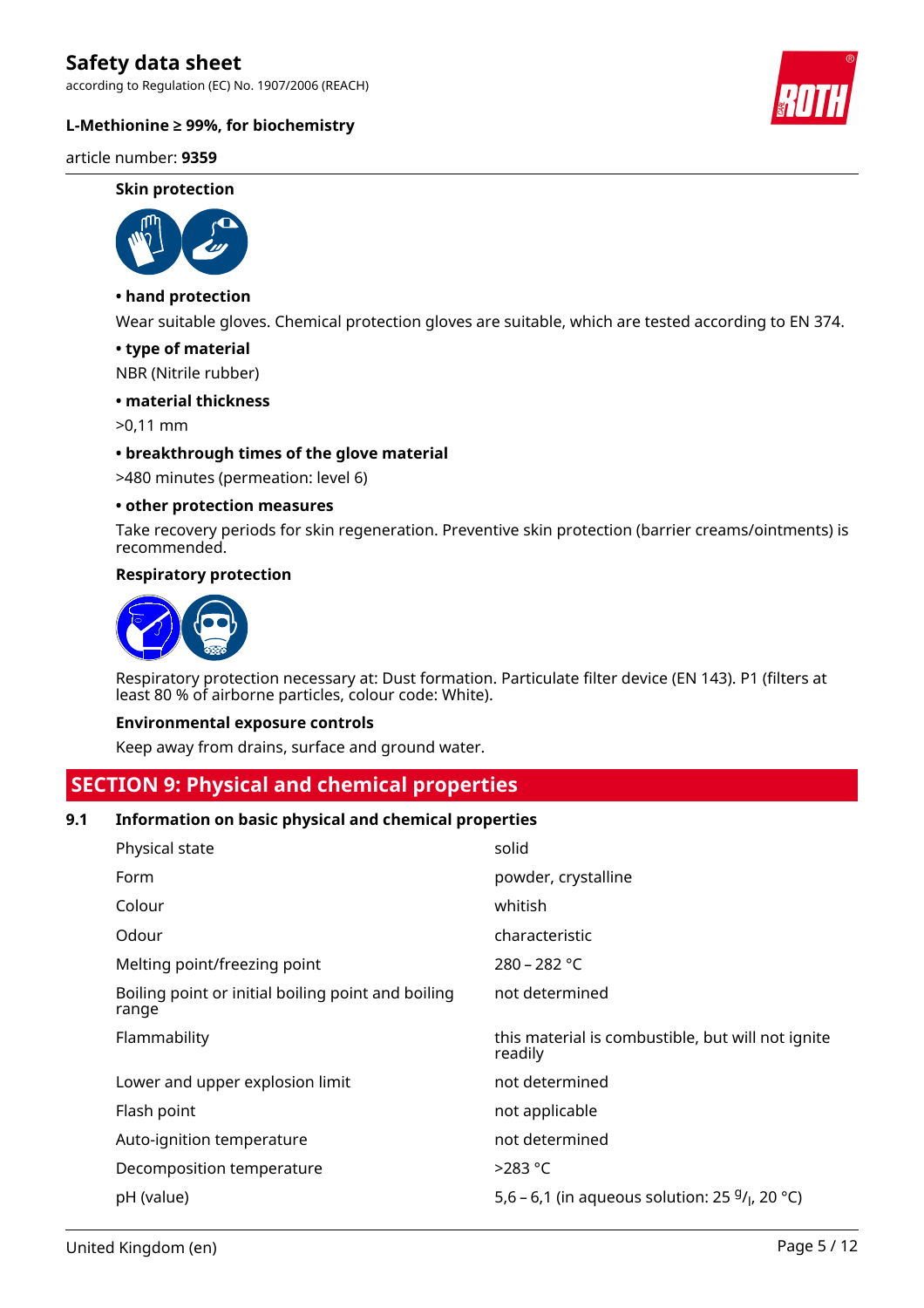**Skin protection**

**• hand protection**

Wear suitable gloves. Chemical protection gloves are suitable, which are tested according to EN 374.

**• type of material**

NBR (Nitrile rubber)

**• material thickness**

>0,11 mm

**• breakthrough times of the glove material**

>480 minutes (permeation: level 6)

**• other protection measures**

Take recovery periods for skin regeneration. Preventive skin protection (barrier creams/ointments) is recommended.

**Respiratory protection**

Respiratory protection necessary at: Dust formation. Particulate filter device (EN 143). P1 (filters at least 80 % of airborne particles, colour code: White).

**Environmental exposure controls**

Keep away from drains, surface and ground water.

## SECTION 9: Physical and chemical properties

### 9.1 Information on basic physical and chemical properties

| Property | Value |
|---|---|
| Physical state | solid |
| Form | powder, crystalline |
| Colour | whitish |
| Odour | characteristic |
| Melting point/freezing point | 280 – 282 °C |
| Boiling point or initial boiling point and boiling range | not determined |
| Flammability | this material is combustible, but will not ignite readily |
| Lower and upper explosion limit | not determined |
| Flash point | not applicable |
| Auto-ignition temperature | not determined |
| Decomposition temperature | >283 °C |
| pH (value) | 5,6 – 6,1 (in aqueous solution: 25 $^{g}/_{l}$, 20 °C) |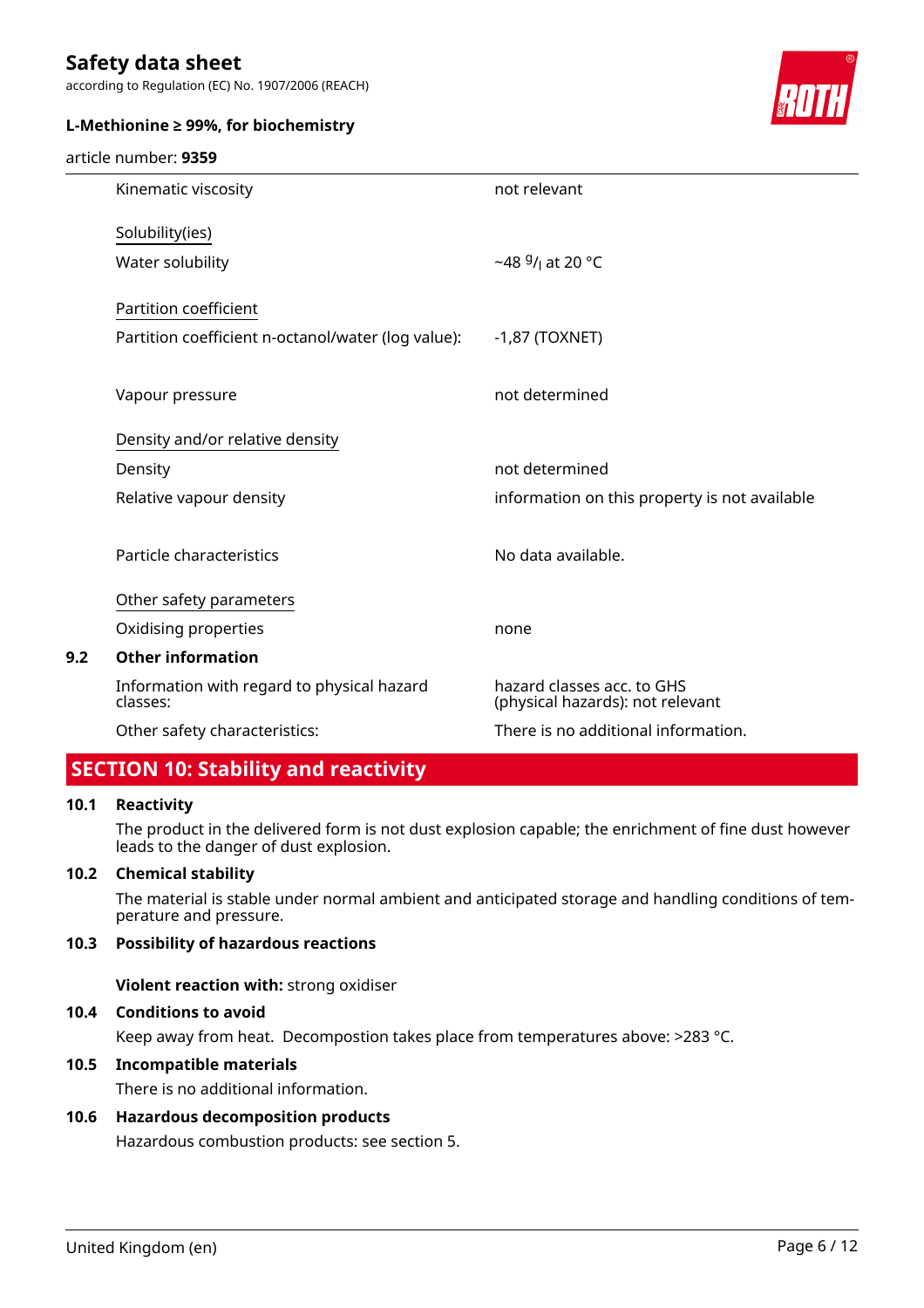| | |
|---|---|
| Kinematic viscosity | not relevant |
| <u>Solubility(ies)</u> | |
| Water solubility | ~48 $^{g}/_{l}$ at 20 °C |
| <u>Partition coefficient</u> | |
| Partition coefficient n-octanol/water (log value): | -1,87 (TOXNET) |
| Vapour pressure | not determined |
| <u>Density and/or relative density</u> | |
| Density | not determined |
| Relative vapour density | information on this property is not available |
| Particle characteristics | No data available. |
| <u>Other safety parameters</u> | |
| Oxidising properties | none |

### 9.2 Other information

| | |
|---|---|
| Information with regard to physical hazard classes: | hazard classes acc. to GHS (physical hazards): not relevant |
| Other safety characteristics: | There is no additional information. |

## SECTION 10: Stability and reactivity

### 10.1 Reactivity

The product in the delivered form is not dust explosion capable; the enrichment of fine dust however leads to the danger of dust explosion.

### 10.2 Chemical stability

The material is stable under normal ambient and anticipated storage and handling conditions of temperature and pressure.

### 10.3 Possibility of hazardous reactions

**Violent reaction with:** strong oxidiser

### 10.4 Conditions to avoid

Keep away from heat. Decompostion takes place from temperatures above: >283 °C.

### 10.5 Incompatible materials

There is no additional information.

### 10.6 Hazardous decomposition products

Hazardous combustion products: see section 5.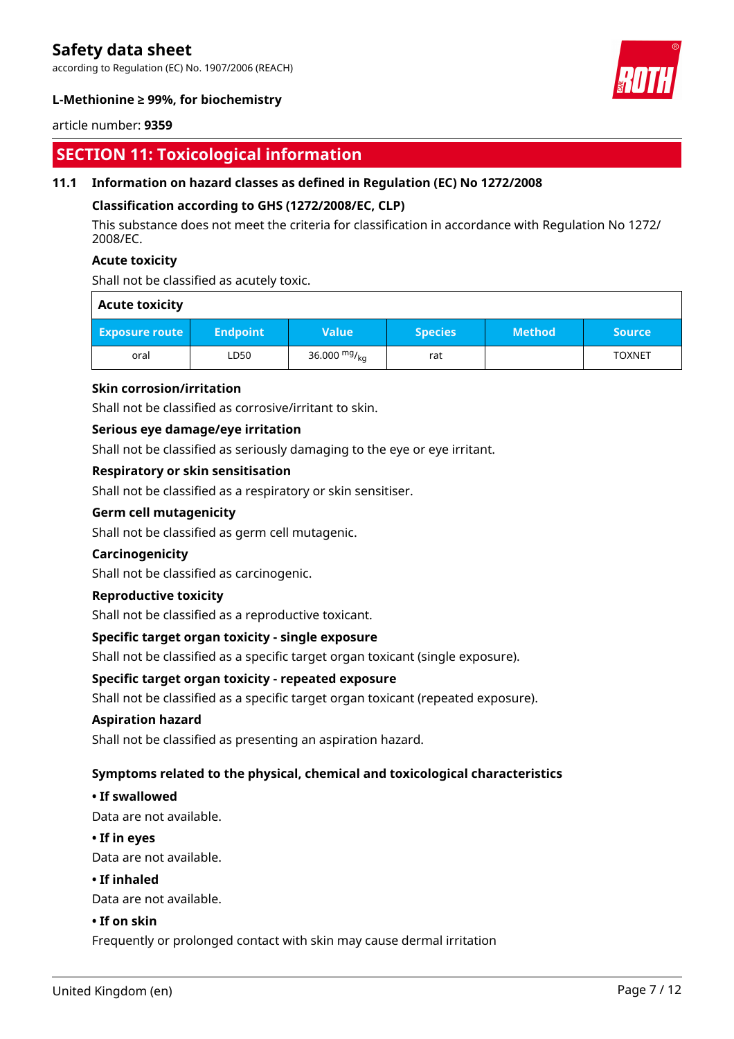## SECTION 11: Toxicological information

### 11.1 Information on hazard classes as defined in Regulation (EC) No 1272/2008

**Classification according to GHS (1272/2008/EC, CLP)**

This substance does not meet the criteria for classification in accordance with Regulation No 1272/ 2008/EC.

**Acute toxicity**

Shall not be classified as acutely toxic.

| Acute toxicity | | | | | |
|---|---|---|---|---|---|
| **Exposure route** | **Endpoint** | **Value** | **Species** | **Method** | **Source** |
| oral | LD50 | 36.000 $^{mg}/_{kg}$ | rat | | TOXNET |

**Skin corrosion/irritation**

Shall not be classified as corrosive/irritant to skin.

**Serious eye damage/eye irritation**

Shall not be classified as seriously damaging to the eye or eye irritant.

**Respiratory or skin sensitisation**

Shall not be classified as a respiratory or skin sensitiser.

**Germ cell mutagenicity**

Shall not be classified as germ cell mutagenic.

**Carcinogenicity**

Shall not be classified as carcinogenic.

**Reproductive toxicity**

Shall not be classified as a reproductive toxicant.

**Specific target organ toxicity - single exposure**

Shall not be classified as a specific target organ toxicant (single exposure).

**Specific target organ toxicity - repeated exposure**

Shall not be classified as a specific target organ toxicant (repeated exposure).

**Aspiration hazard**

Shall not be classified as presenting an aspiration hazard.

**Symptoms related to the physical, chemical and toxicological characteristics**

**• If swallowed**

Data are not available.

**• If in eyes**

Data are not available.

**• If inhaled**

Data are not available.

**• If on skin**

Frequently or prolonged contact with skin may cause dermal irritation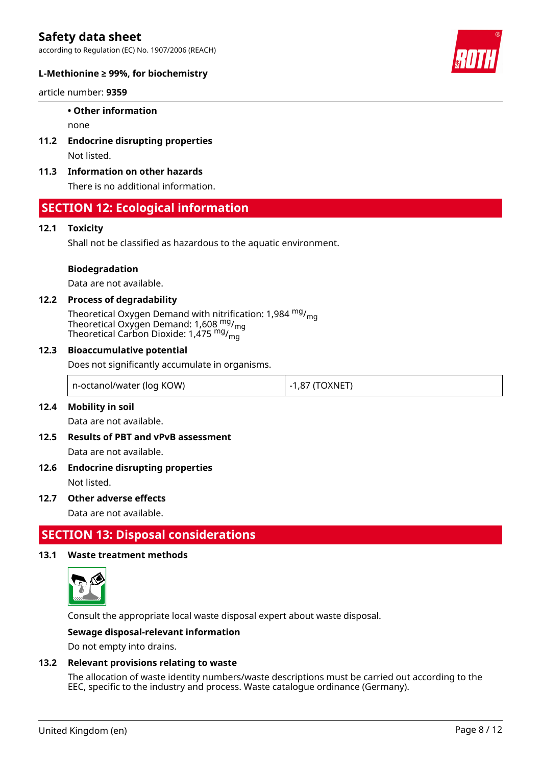- **Other information**

  none

### 11.2 Endocrine disrupting properties

Not listed.

### 11.3 Information on other hazards

There is no additional information.

## SECTION 12: Ecological information

### 12.1 Toxicity

Shall not be classified as hazardous to the aquatic environment.

**Biodegradation**

Data are not available.

### 12.2 Process of degradability

Theoretical Oxygen Demand with nitrification: 1,984 $^{mg}/_{mg}$
Theoretical Oxygen Demand: 1,608 $^{mg}/_{mg}$
Theoretical Carbon Dioxide: 1,475 $^{mg}/_{mg}$

### 12.3 Bioaccumulative potential

Does not significantly accumulate in organisms.

| n-octanol/water (log KOW) | -1,87 (TOXNET) |
|---|---|

### 12.4 Mobility in soil

Data are not available.

### 12.5 Results of PBT and vPvB assessment

Data are not available.

### 12.6 Endocrine disrupting properties

Not listed.

### 12.7 Other adverse effects

Data are not available.

## SECTION 13: Disposal considerations

### 13.1 Waste treatment methods

Consult the appropriate local waste disposal expert about waste disposal.

**Sewage disposal-relevant information**

Do not empty into drains.

### 13.2 Relevant provisions relating to waste

The allocation of waste identity numbers/waste descriptions must be carried out according to the EEC, specific to the industry and process. Waste catalogue ordinance (Germany).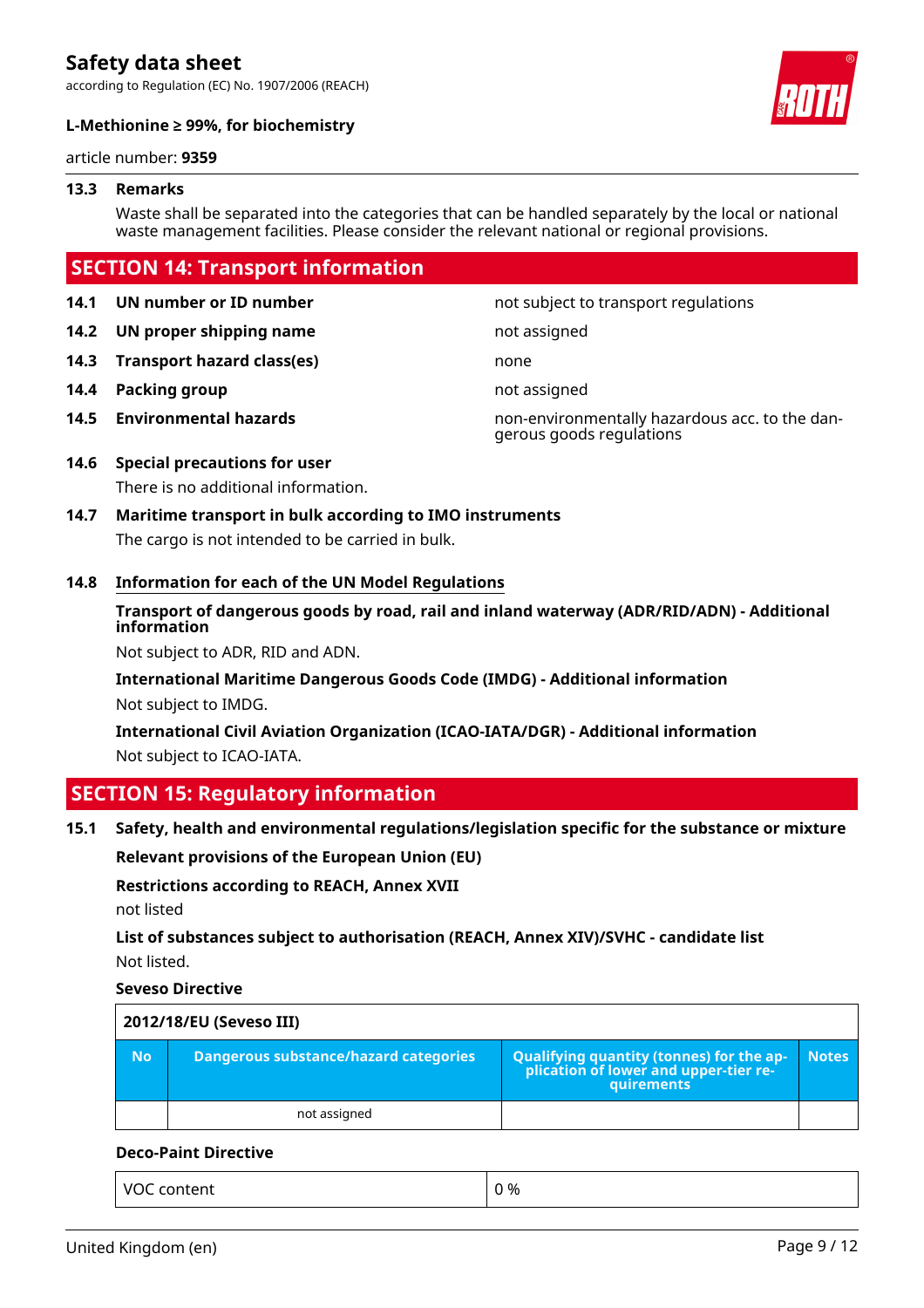### 13.3 Remarks

Waste shall be separated into the categories that can be handled separately by the local or national waste management facilities. Please consider the relevant national or regional provisions.

## SECTION 14: Transport information

| | | |
|---|---|---|
| **14.1** | **UN number or ID number** | not subject to transport regulations |
| **14.2** | **UN proper shipping name** | not assigned |
| **14.3** | **Transport hazard class(es)** | none |
| **14.4** | **Packing group** | not assigned |
| **14.5** | **Environmental hazards** | non-environmentally hazardous acc. to the dangerous goods regulations |

### 14.6 Special precautions for user

There is no additional information.

### 14.7 Maritime transport in bulk according to IMO instruments

The cargo is not intended to be carried in bulk.

### 14.8 Information for each of the UN Model Regulations

**Transport of dangerous goods by road, rail and inland waterway (ADR/RID/ADN) - Additional information**

Not subject to ADR, RID and ADN.

**International Maritime Dangerous Goods Code (IMDG) - Additional information**

Not subject to IMDG.

**International Civil Aviation Organization (ICAO-IATA/DGR) - Additional information**

Not subject to ICAO-IATA.

## SECTION 15: Regulatory information

### 15.1 Safety, health and environmental regulations/legislation specific for the substance or mixture

**Relevant provisions of the European Union (EU)**

**Restrictions according to REACH, Annex XVII**

not listed

**List of substances subject to authorisation (REACH, Annex XIV)/SVHC - candidate list**

Not listed.

**Seveso Directive**

| 2012/18/EU (Seveso III) | | | |
|---|---|---|---|
| **No** | **Dangerous substance/hazard categories** | **Qualifying quantity (tonnes) for the application of lower and upper-tier requirements** | **Notes** |
| | not assigned | | |

**Deco-Paint Directive**

| | |
|---|---|
| VOC content | 0 % |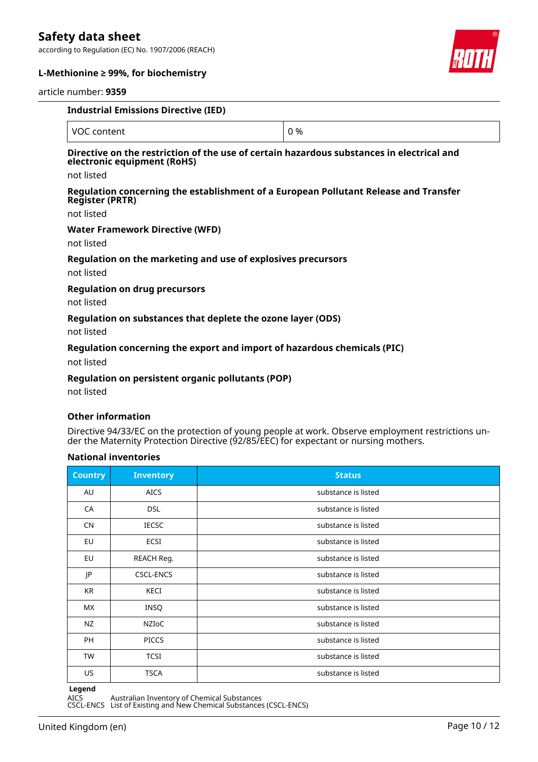**Industrial Emissions Directive (IED)**

| VOC content | 0 % |
|---|---|

**Directive on the restriction of the use of certain hazardous substances in electrical and electronic equipment (RoHS)**

not listed

**Regulation concerning the establishment of a European Pollutant Release and Transfer Register (PRTR)**

not listed

**Water Framework Directive (WFD)**

not listed

**Regulation on the marketing and use of explosives precursors**

not listed

**Regulation on drug precursors**

not listed

**Regulation on substances that deplete the ozone layer (ODS)**

not listed

**Regulation concerning the export and import of hazardous chemicals (PIC)**

not listed

**Regulation on persistent organic pollutants (POP)**

not listed

**Other information**

Directive 94/33/EC on the protection of young people at work. Observe employment restrictions under the Maternity Protection Directive (92/85/EEC) for expectant or nursing mothers.

**National inventories**

| Country | Inventory | Status |
|---|---|---|
| AU | AICS | substance is listed |
| CA | DSL | substance is listed |
| CN | IECSC | substance is listed |
| EU | ECSI | substance is listed |
| EU | REACH Reg. | substance is listed |
| JP | CSCL-ENCS | substance is listed |
| KR | KECI | substance is listed |
| MX | INSQ | substance is listed |
| NZ | NZIoC | substance is listed |
| PH | PICCS | substance is listed |
| TW | TCSI | substance is listed |
| US | TSCA | substance is listed |

**Legend**

AICS Australian Inventory of Chemical Substances
CSCL-ENCS List of Existing and New Chemical Substances (CSCL-ENCS)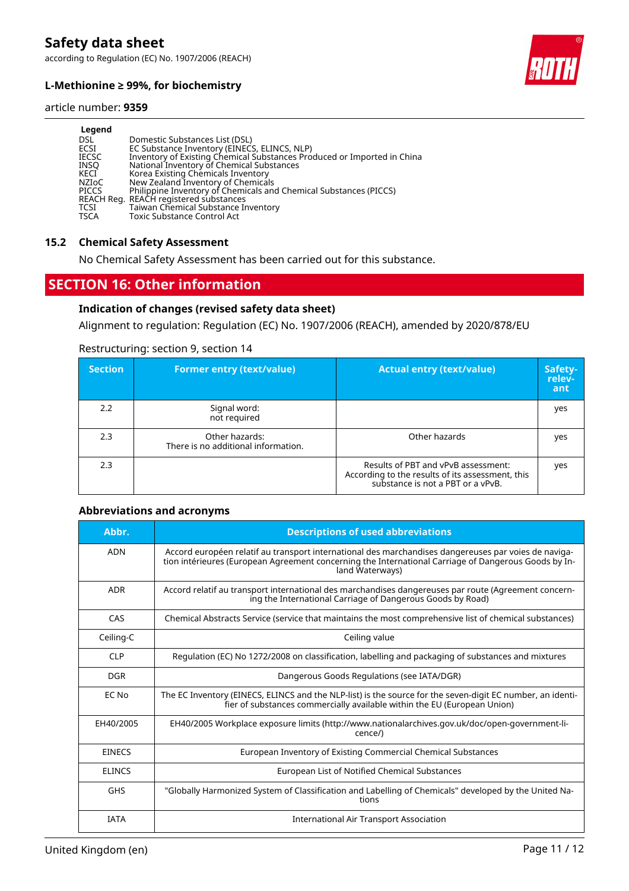**Legend**

| | |
|---|---|
| DSL | Domestic Substances List (DSL) |
| ECSI | EC Substance Inventory (EINECS, ELINCS, NLP) |
| IECSC | Inventory of Existing Chemical Substances Produced or Imported in China |
| INSQ | National Inventory of Chemical Substances |
| KECI | Korea Existing Chemicals Inventory |
| NZIoC | New Zealand Inventory of Chemicals |
| PICCS | Philippine Inventory of Chemicals and Chemical Substances (PICCS) |
| REACH Reg. | REACH registered substances |
| TCSI | Taiwan Chemical Substance Inventory |
| TSCA | Toxic Substance Control Act |

### 15.2 Chemical Safety Assessment

No Chemical Safety Assessment has been carried out for this substance.

## SECTION 16: Other information

### Indication of changes (revised safety data sheet)

Alignment to regulation: Regulation (EC) No. 1907/2006 (REACH), amended by 2020/878/EU

Restructuring: section 9, section 14

| Section | Former entry (text/value) | Actual entry (text/value) | Safety-relevant |
|---|---|---|---|
| 2.2 | Signal word: not required | | yes |
| 2.3 | Other hazards: There is no additional information. | Other hazards | yes |
| 2.3 | | Results of PBT and vPvB assessment: According to the results of its assessment, this substance is not a PBT or a vPvB. | yes |

### Abbreviations and acronyms

| Abbr. | Descriptions of used abbreviations |
|---|---|
| ADN | Accord européen relatif au transport international des marchandises dangereuses par voies de navigation intérieures (European Agreement concerning the International Carriage of Dangerous Goods by Inland Waterways) |
| ADR | Accord relatif au transport international des marchandises dangereuses par route (Agreement concerning the International Carriage of Dangerous Goods by Road) |
| CAS | Chemical Abstracts Service (service that maintains the most comprehensive list of chemical substances) |
| Ceiling-C | Ceiling value |
| CLP | Regulation (EC) No 1272/2008 on classification, labelling and packaging of substances and mixtures |
| DGR | Dangerous Goods Regulations (see IATA/DGR) |
| EC No | The EC Inventory (EINECS, ELINCS and the NLP-list) is the source for the seven-digit EC number, an identifier of substances commercially available within the EU (European Union) |
| EH40/2005 | EH40/2005 Workplace exposure limits (http://www.nationalarchives.gov.uk/doc/open-government-licence/) |
| EINECS | European Inventory of Existing Commercial Chemical Substances |
| ELINCS | European List of Notified Chemical Substances |
| GHS | "Globally Harmonized System of Classification and Labelling of Chemicals" developed by the United Nations |
| IATA | International Air Transport Association |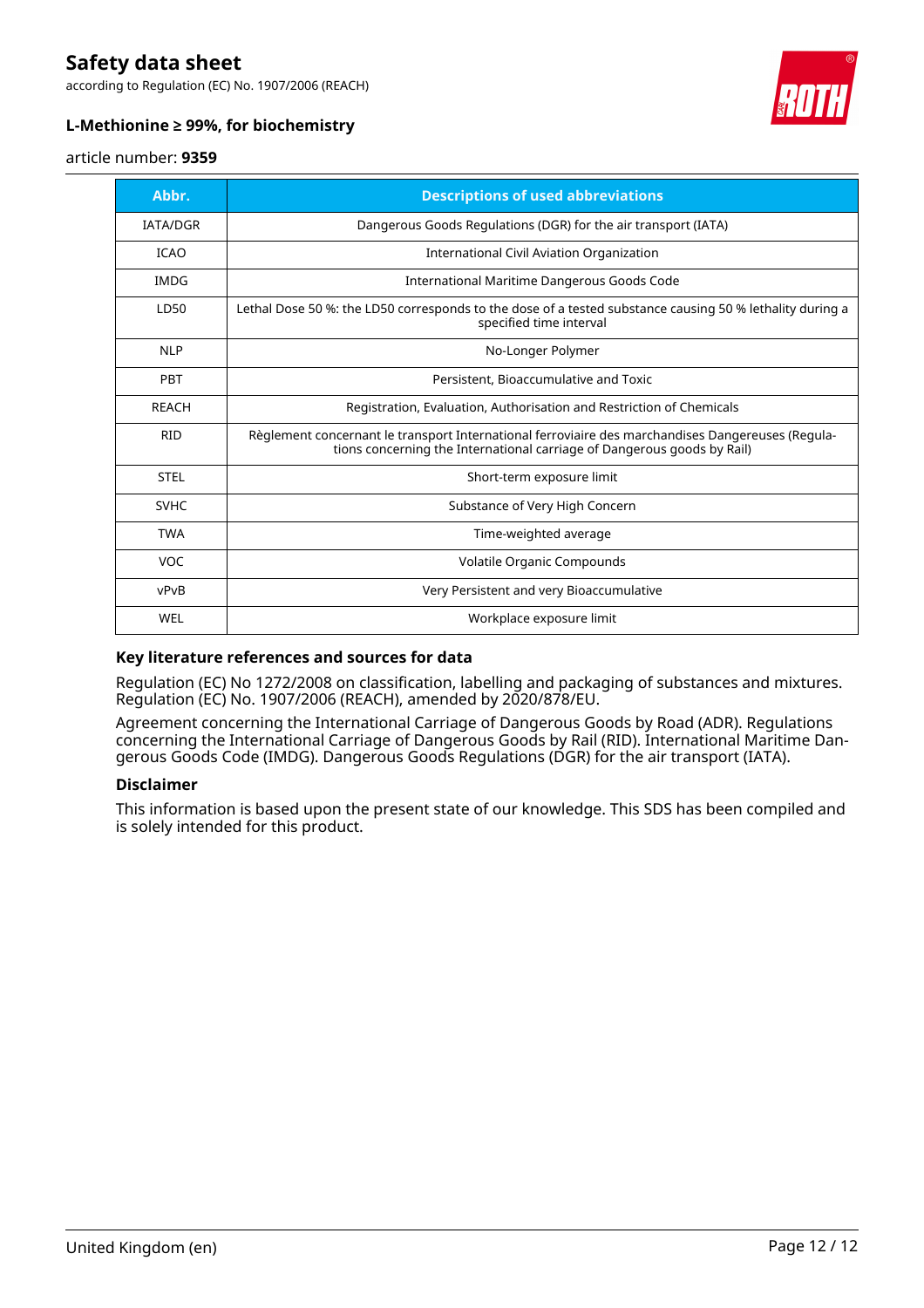| Abbr. | Descriptions of used abbreviations |
|---|---|
| IATA/DGR | Dangerous Goods Regulations (DGR) for the air transport (IATA) |
| ICAO | International Civil Aviation Organization |
| IMDG | International Maritime Dangerous Goods Code |
| LD50 | Lethal Dose 50 %: the LD50 corresponds to the dose of a tested substance causing 50 % lethality during a specified time interval |
| NLP | No-Longer Polymer |
| PBT | Persistent, Bioaccumulative and Toxic |
| REACH | Registration, Evaluation, Authorisation and Restriction of Chemicals |
| RID | Règlement concernant le transport International ferroviaire des marchandises Dangereuses (Regulations concerning the International carriage of Dangerous goods by Rail) |
| STEL | Short-term exposure limit |
| SVHC | Substance of Very High Concern |
| TWA | Time-weighted average |
| VOC | Volatile Organic Compounds |
| vPvB | Very Persistent and very Bioaccumulative |
| WEL | Workplace exposure limit |

### Key literature references and sources for data

Regulation (EC) No 1272/2008 on classification, labelling and packaging of substances and mixtures. Regulation (EC) No. 1907/2006 (REACH), amended by 2020/878/EU.

Agreement concerning the International Carriage of Dangerous Goods by Road (ADR). Regulations concerning the International Carriage of Dangerous Goods by Rail (RID). International Maritime Dangerous Goods Code (IMDG). Dangerous Goods Regulations (DGR) for the air transport (IATA).

### Disclaimer

This information is based upon the present state of our knowledge. This SDS has been compiled and is solely intended for this product.